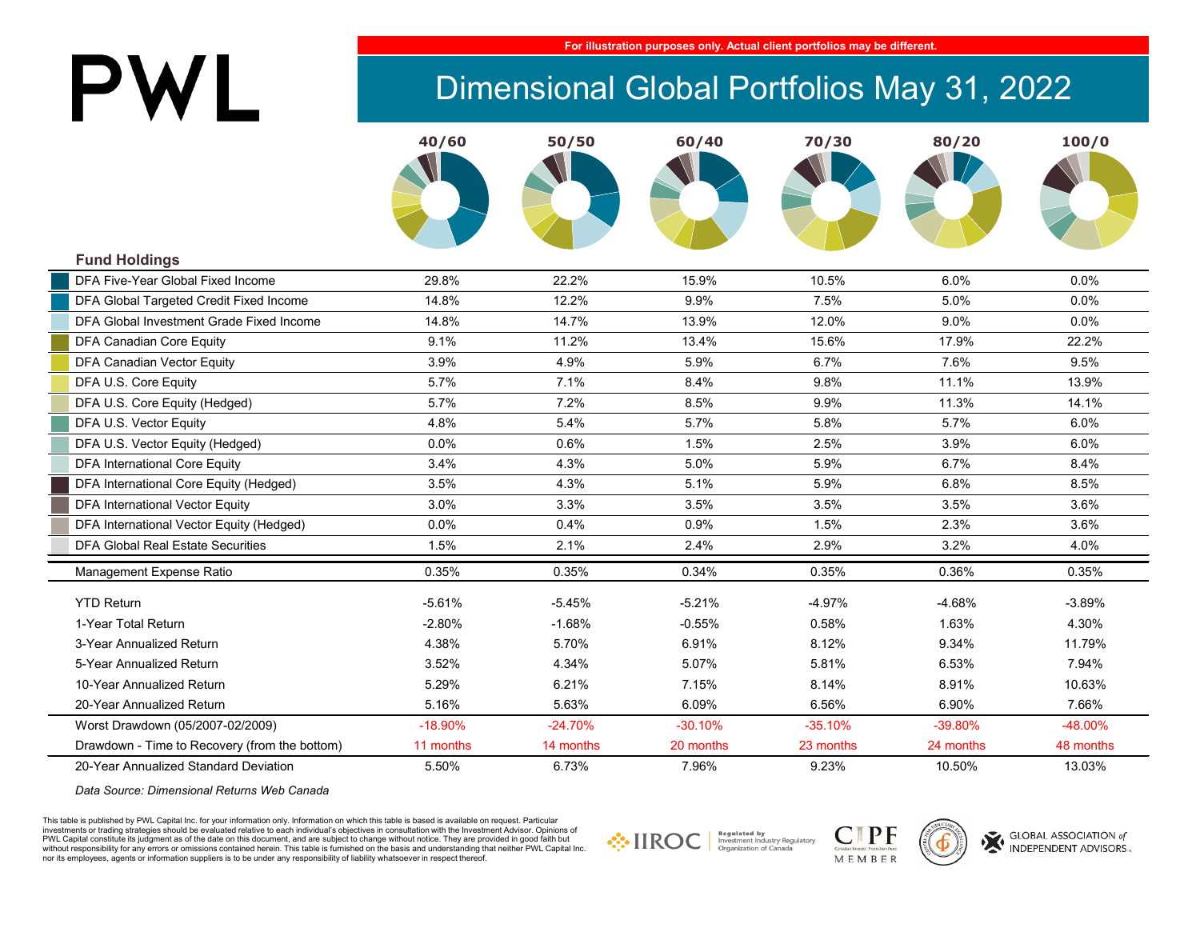For illustration purposes only. Actual client portfolios may be different.

# PWL

## Dimensional Global Portfolios May 31, 2022

| Fund Holdings | 40/60 | 50/50 | 60/40 | 70/30 | 80/20 | 100/0 |
|---|---|---|---|---|---|---|
| DFA Five-Year Global Fixed Income | 29.8% | 22.2% | 15.9% | 10.5% | 6.0% | 0.0% |
| DFA Global Targeted Credit Fixed Income | 14.8% | 12.2% | 9.9% | 7.5% | 5.0% | 0.0% |
| DFA Global Investment Grade Fixed Income | 14.8% | 14.7% | 13.9% | 12.0% | 9.0% | 0.0% |
| DFA Canadian Core Equity | 9.1% | 11.2% | 13.4% | 15.6% | 17.9% | 22.2% |
| DFA Canadian Vector Equity | 3.9% | 4.9% | 5.9% | 6.7% | 7.6% | 9.5% |
| DFA U.S. Core Equity | 5.7% | 7.1% | 8.4% | 9.8% | 11.1% | 13.9% |
| DFA U.S. Core Equity (Hedged) | 5.7% | 7.2% | 8.5% | 9.9% | 11.3% | 14.1% |
| DFA U.S. Vector Equity | 4.8% | 5.4% | 5.7% | 5.8% | 5.7% | 6.0% |
| DFA U.S. Vector Equity (Hedged) | 0.0% | 0.6% | 1.5% | 2.5% | 3.9% | 6.0% |
| DFA International Core Equity | 3.4% | 4.3% | 5.0% | 5.9% | 6.7% | 8.4% |
| DFA International Core Equity (Hedged) | 3.5% | 4.3% | 5.1% | 5.9% | 6.8% | 8.5% |
| DFA International Vector Equity | 3.0% | 3.3% | 3.5% | 3.5% | 3.5% | 3.6% |
| DFA International Vector Equity (Hedged) | 0.0% | 0.4% | 0.9% | 1.5% | 2.3% | 3.6% |
| DFA Global Real Estate Securities | 1.5% | 2.1% | 2.4% | 2.9% | 3.2% | 4.0% |
| Management Expense Ratio | 0.35% | 0.35% | 0.34% | 0.35% | 0.36% | 0.35% |
| YTD Return | -5.61% | -5.45% | -5.21% | -4.97% | -4.68% | -3.89% |
| 1-Year Total Return | -2.80% | -1.68% | -0.55% | 0.58% | 1.63% | 4.30% |
| 3-Year Annualized Return | 4.38% | 5.70% | 6.91% | 8.12% | 9.34% | 11.79% |
| 5-Year Annualized Return | 3.52% | 4.34% | 5.07% | 5.81% | 6.53% | 7.94% |
| 10-Year Annualized Return | 5.29% | 6.21% | 7.15% | 8.14% | 8.91% | 10.63% |
| 20-Year Annualized Return | 5.16% | 5.63% | 6.09% | 6.56% | 6.90% | 7.66% |
| Worst Drawdown (05/2007-02/2009) | -18.90% | -24.70% | -30.10% | -35.10% | -39.80% | -48.00% |
| Drawdown - Time to Recovery (from the bottom) | 11 months | 14 months | 20 months | 23 months | 24 months | 48 months |
| 20-Year Annualized Standard Deviation | 5.50% | 6.73% | 7.96% | 9.23% | 10.50% | 13.03% |

*Data Source: Dimensional Returns Web Canada*

This table is published by PWL Capital Inc. for your information only. Information on which this table is based is available on request. Particular investments or trading strategies should be evaluated relative to each individual's objectives in consultation with the Investment Advisor. Opinions of PWL Capital constitute its judgment as of the date on this document, and are subject to change without notice. They are provided in good faith but without responsibility for any errors or omissions contained herein. This table is furnished on the basis and understanding that neither PWL Capital Inc. nor its employees, agents or information suppliers is to be under any responsibility of liability whatsoever in respect thereof.

IIROC Regulated by Investment Industry Regulatory Organization of Canada

CIPF Canadian Investor Protection Fund MEMBER

GLOBAL ASSOCIATION of INDEPENDENT ADVISORS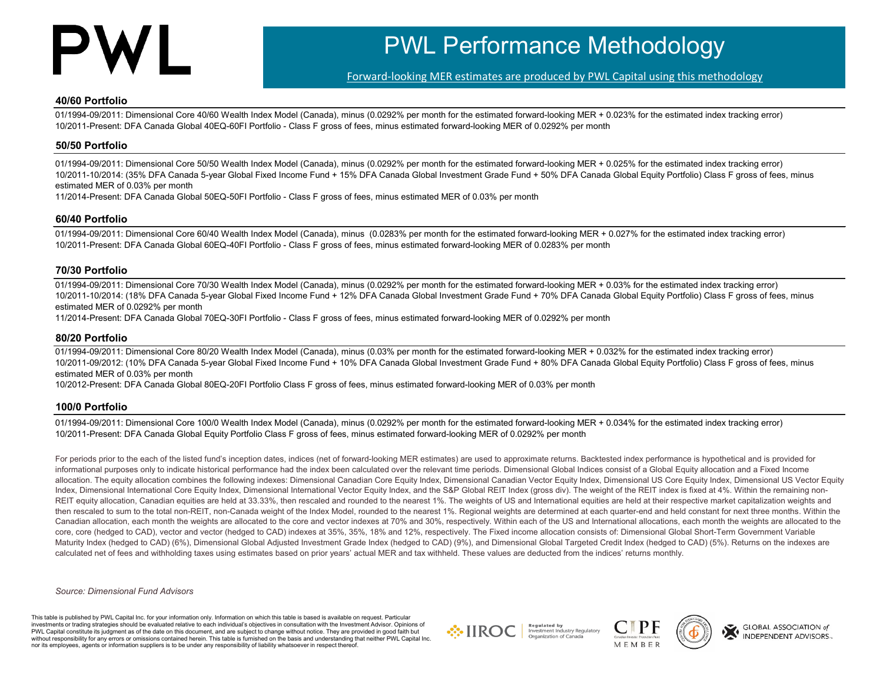# PWL Performance Methodology

Forward-looking MER estimates are produced by PWL Capital using this methodology

### 40/60 Portfolio

01/1994-09/2011: Dimensional Core 40/60 Wealth Index Model (Canada), minus (0.0292% per month for the estimated forward-looking MER + 0.023% for the estimated index tracking error)
10/2011-Present: DFA Canada Global 40EQ-60FI Portfolio - Class F gross of fees, minus estimated forward-looking MER of 0.0292% per month

### 50/50 Portfolio

01/1994-09/2011: Dimensional Core 50/50 Wealth Index Model (Canada), minus (0.0292% per month for the estimated forward-looking MER + 0.025% for the estimated index tracking error)
10/2011-10/2014: (35% DFA Canada 5-year Global Fixed Income Fund + 15% DFA Canada Global Investment Grade Fund + 50% DFA Canada Global Equity Portfolio) Class F gross of fees, minus estimated MER of 0.03% per month
11/2014-Present: DFA Canada Global 50EQ-50FI Portfolio - Class F gross of fees, minus estimated MER of 0.03% per month

### 60/40 Portfolio

01/1994-09/2011: Dimensional Core 60/40 Wealth Index Model (Canada), minus (0.0283% per month for the estimated forward-looking MER + 0.027% for the estimated index tracking error)
10/2011-Present: DFA Canada Global 60EQ-40FI Portfolio - Class F gross of fees, minus estimated forward-looking MER of 0.0283% per month

### 70/30 Portfolio

01/1994-09/2011: Dimensional Core 70/30 Wealth Index Model (Canada), minus (0.0292% per month for the estimated forward-looking MER + 0.03% for the estimated index tracking error)
10/2011-10/2014: (18% DFA Canada 5-year Global Fixed Income Fund + 12% DFA Canada Global Investment Grade Fund + 70% DFA Canada Global Equity Portfolio) Class F gross of fees, minus estimated MER of 0.0292% per month
11/2014-Present: DFA Canada Global 70EQ-30FI Portfolio - Class F gross of fees, minus estimated forward-looking MER of 0.0292% per month

### 80/20 Portfolio

01/1994-09/2011: Dimensional Core 80/20 Wealth Index Model (Canada), minus (0.03% per month for the estimated forward-looking MER + 0.032% for the estimated index tracking error)
10/2011-09/2012: (10% DFA Canada 5-year Global Fixed Income Fund + 10% DFA Canada Global Investment Grade Fund + 80% DFA Canada Global Equity Portfolio) Class F gross of fees, minus estimated MER of 0.03% per month
10/2012-Present: DFA Canada Global 80EQ-20FI Portfolio Class F gross of fees, minus estimated forward-looking MER of 0.03% per month

### 100/0 Portfolio

01/1994-09/2011: Dimensional Core 100/0 Wealth Index Model (Canada), minus (0.0292% per month for the estimated forward-looking MER + 0.034% for the estimated index tracking error)
10/2011-Present: DFA Canada Global Equity Portfolio Class F gross of fees, minus estimated forward-looking MER of 0.0292% per month

For periods prior to the each of the listed fund's inception dates, indices (net of forward-looking MER estimates) are used to approximate returns. Backtested index performance is hypothetical and is provided for informational purposes only to indicate historical performance had the index been calculated over the relevant time periods. Dimensional Global Indices consist of a Global Equity allocation and a Fixed Income allocation. The equity allocation combines the following indexes: Dimensional Canadian Core Equity Index, Dimensional Canadian Vector Equity Index, Dimensional US Core Equity Index, Dimensional US Vector Equity Index, Dimensional International Core Equity Index, Dimensional International Vector Equity Index, and the S&P Global REIT Index (gross div). The weight of the REIT index is fixed at 4%. Within the remaining non-REIT equity allocation, Canadian equities are held at 33.33%, then rescaled and rounded to the nearest 1%. The weights of US and International equities are held at their respective market capitalization weights and then rescaled to sum to the total non-REIT, non-Canada weight of the Index Model, rounded to the nearest 1%. Regional weights are determined at each quarter-end and held constant for next three months. Within the Canadian allocation, each month the weights are allocated to the core and vector indexes at 70% and 30%, respectively. Within each of the US and International allocations, each month the weights are allocated to the core, core (hedged to CAD), vector and vector (hedged to CAD) indexes at 35%, 35%, 18% and 12%, respectively. The Fixed income allocation consists of: Dimensional Global Short-Term Government Variable Maturity Index (hedged to CAD) (6%), Dimensional Global Adjusted Investment Grade Index (hedged to CAD) (9%), and Dimensional Global Targeted Credit Index (hedged to CAD) (5%). Returns on the indexes are calculated net of fees and withholding taxes using estimates based on prior years' actual MER and tax withheld. These values are deducted from the indices' returns monthly.

*Source: Dimensional Fund Advisors*

This table is published by PWL Capital Inc. for your information only. Information on which this table is based is available on request. Particular investments or trading strategies should be evaluated relative to each individual's objectives in consultation with the Investment Advisor. Opinions of PWL Capital constitute its judgment as of the date on this document, and are subject to change without notice. They are provided in good faith but without responsibility for any errors or omissions contained herein. This table is furnished on the basis and understanding that neither PWL Capital Inc. nor its employees, agents or information suppliers is to be under any responsibility of liability whatsoever in respect thereof.